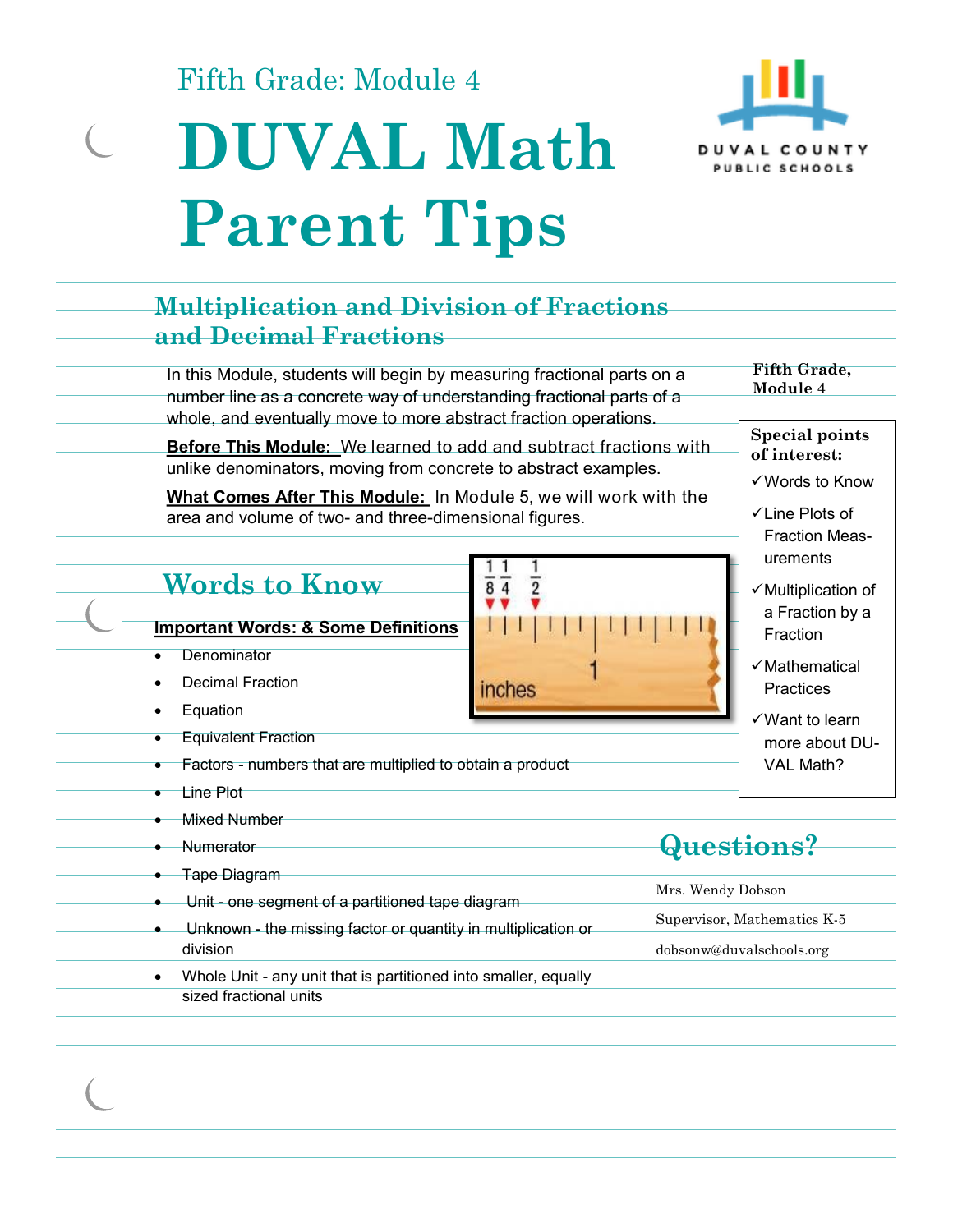Fifth Grade: Module 4

# DUVAL Math Parent Tips

DUVAL COUNTY PUBLIC SCHOOLS

## Multiplication and Division of Fractions and Decimal Fractions

In this Module, students will begin by measuring fractional parts on a number line as a concrete way of understanding fractional parts of a whole, and eventually move to more abstract fraction operations.

**Before This Module:** We learned to add and subtract fractions with unlike denominators, moving from concrete to abstract examples.

**What Comes After This Module:** In Module 5, we will work with the area and volume of two- and three-dimensional figures.

## Words to Know

**Important Words: & Some Definitions**

- Denominator
- Decimal Fraction
- Equation
- Equivalent Fraction
- Factors - numbers that are multiplied to obtain a product
- Line Plot
- Mixed Number
- Numerator
- Tape Diagram
- Unit - one segment of a partitioned tape diagram
- Unknown - the missing factor or quantity in multiplication or division
- Whole Unit - any unit that is partitioned into smaller, equally sized fractional units

**Fifth Grade, Module 4**

**Special points of interest:**

- ✓Words to Know
- ✓Line Plots of Fraction Measurements
- ✓Multiplication of a Fraction by a Fraction
- ✓Mathematical Practices
- ✓Want to learn more about DUVAL Math?

## Questions?

Mrs. Wendy Dobson

Supervisor, Mathematics K-5

dobsonw@duvalschools.org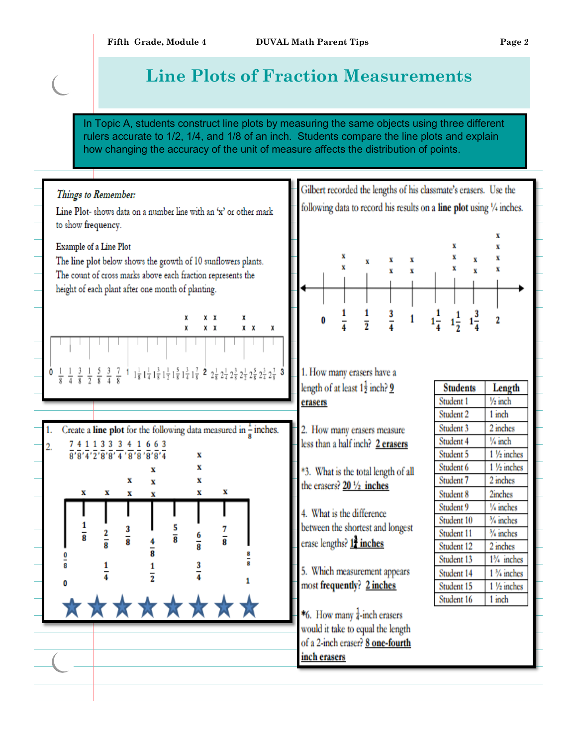# Line Plots of Fraction Measurements

In Topic A, students construct line plots by measuring the same objects using three different rulers accurate to 1/2, 1/4, and 1/8 of an inch. Students compare the line plots and explain how changing the accuracy of the unit of measure affects the distribution of points.

*Things to Remember:*

Line Plot- shows data on a number line with an 'x' or other mark to show frequency.

Example of a Line Plot

The line plot below shows the growth of 10 sunflowers plants. The count of cross marks above each fraction represents the height of each plant after one month of planting.

1. Create a **line plot** for the following data measured in $\frac{1}{8}$ inches.
2. $\frac{7}{8}, \frac{4}{8}, \frac{1}{4}, \frac{1}{2}, \frac{3}{8}, \frac{3}{8}, \frac{3}{4}, \frac{4}{8}, \frac{1}{8}, \frac{6}{8}, \frac{6}{8}, \frac{3}{4}$

Gilbert recorded the lengths of his classmate's erasers. Use the following data to record his results on a **line plot** using ¼ inches.

1. How many erasers have a length of at least $1\frac{1}{2}$ inch? 9 erasers
2. How many erasers measure less than a half inch? **2 erasers**
*3. What is the total length of all the erasers? **20 ½ inches**
4. What is the difference between the shortest and longest erase lengths? **1¾ inches**
5. Which measurement appears most **frequently**? **2 inches**
*6. How many $\frac{1}{4}$-inch erasers would it take to equal the length of a 2-inch eraser? **8 one-fourth inch erasers**

| Students | Length |
|---|---|
| Student 1 | ½ inch |
| Student 2 | 1 inch |
| Student 3 | 2 inches |
| Student 4 | ¼ inch |
| Student 5 | 1 ½ inches |
| Student 6 | 1 ½ inches |
| Student 7 | 2 inches |
| Student 8 | 2inches |
| Student 9 | ¼ inches |
| Student 10 | ¾ inches |
| Student 11 | ¾ inches |
| Student 12 | 2 inches |
| Student 13 | 1¼ inches |
| Student 14 | 1 ¾ inches |
| Student 15 | 1 ½ inches |
| Student 16 | 1 inch |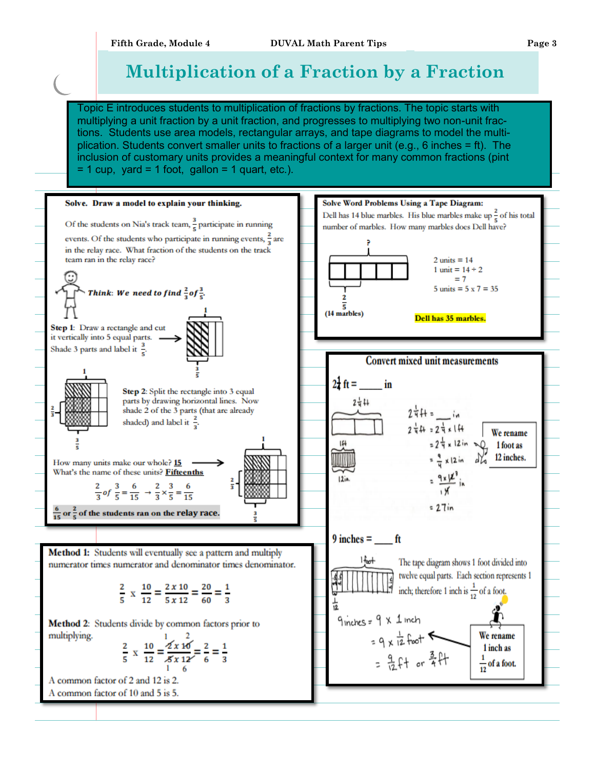# Multiplication of a Fraction by a Fraction

Topic E introduces students to multiplication of fractions by fractions. The topic starts with multiplying a unit fraction by a unit fraction, and progresses to multiplying two non-unit fractions. Students use area models, rectangular arrays, and tape diagrams to model the multiplication. Students convert smaller units to fractions of a larger unit (e.g., 6 inches = ft). The inclusion of customary units provides a meaningful context for many common fractions (pint = 1 cup, yard = 1 foot, gallon = 1 quart, etc.).

**Solve. Draw a model to explain your thinking.**

Of the students on Nia's track team, $\frac{3}{5}$ participate in running events. Of the students who participate in running events, $\frac{2}{3}$ are in the relay race. What fraction of the students on the track team ran in the relay race?

***Think*: *We need to find* $\frac{2}{3}$ *of* $\frac{3}{5}$.**

**Step 1**: Draw a rectangle and cut it vertically into 5 equal parts. Shade 3 parts and label it $\frac{3}{5}$.

**Step 2**: Split the rectangle into 3 equal parts by drawing horizontal lines. Now shade 2 of the 3 parts (that are already shaded) and label it $\frac{2}{3}$.

How many units make our whole? 15

What's the name of these units? Fifteenths

$$\frac{2}{3} \text{ of } \frac{3}{5} = \frac{6}{15} \rightarrow \frac{2}{3} \times \frac{3}{5} = \frac{6}{15}$$

**$\frac{6}{15}$ or $\frac{2}{5}$ of the students ran on the relay race.**

**Method 1:** Students will eventually see a pattern and multiply numerator times numerator and denominator times denominator.

$$\frac{2}{5} \times \frac{10}{12} = \frac{2 \times 10}{5 \times 12} = \frac{20}{60} = \frac{1}{3}$$

**Method 2:** Students divide by common factors prior to multiplying.

$$\frac{2}{5} \times \frac{10}{12} = \frac{\overset{1}{\cancel{2}} \times \overset{2}{\cancel{10}}}{\underset{1}{\cancel{5}} \times \underset{6}{\cancel{12}}} = \frac{2}{6} = \frac{1}{3}$$

A common factor of 2 and 12 is 2.

A common factor of 10 and 5 is 5.

**Solve Word Problems Using a Tape Diagram:**

Dell has 14 blue marbles. His blue marbles make up $\frac{2}{5}$ of his total number of marbles. How many marbles does Dell have?

?

$\frac{2}{5}$ (14 marbles)

2 units = 14

1 unit = 14 ÷ 2

= 7

5 units = 5 x 7 = 35

**Dell has 35 marbles.**

## Convert mixed unit measurements

$2\frac{1}{4}$ ft = ____ in

$2\frac{1}{4}$ ft = ____ in

$2\frac{1}{4}$ ft $= 2\frac{1}{4} \times 1$ ft

$= 2\frac{1}{4} \times 12$ in

$= \frac{9}{4} \times 12$ in

$= \frac{9 \times \cancel{12}^{3}}{1 \times \cancel{4}}$ in

$= 27$ in

We rename 1 foot as 12 inches.

9 inches = ____ ft

The tape diagram shows 1 foot divided into twelve equal parts. Each section represents 1 inch; therefore 1 inch is $\frac{1}{12}$ of a foot.

9 inches = 9 x 1 inch

$= 9 \times \frac{1}{12}$ foot

$= \frac{9}{12}$ ft or $\frac{3}{4}$ ft

We rename 1 inch as $\frac{1}{12}$ of a foot.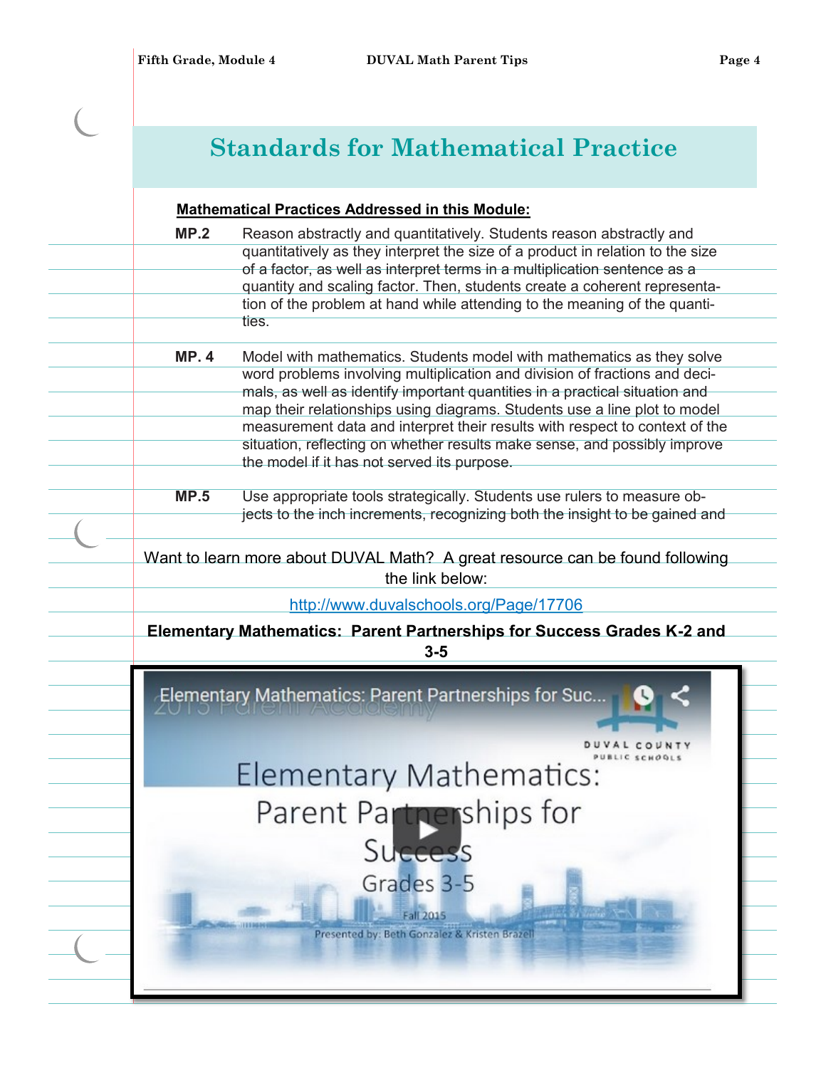# Standards for Mathematical Practice

**Mathematical Practices Addressed in this Module:**

**MP.2** Reason abstractly and quantitatively. Students reason abstractly and quantitatively as they interpret the size of a product in relation to the size of a factor, as well as interpret terms in a multiplication sentence as a quantity and scaling factor. Then, students create a coherent representation of the problem at hand while attending to the meaning of the quantities.

**MP. 4** Model with mathematics. Students model with mathematics as they solve word problems involving multiplication and division of fractions and decimals, as well as identify important quantities in a practical situation and map their relationships using diagrams. Students use a line plot to model measurement data and interpret their results with respect to context of the situation, reflecting on whether results make sense, and possibly improve the model if it has not served its purpose.

**MP.5** Use appropriate tools strategically. Students use rulers to measure objects to the inch increments, recognizing both the insight to be gained and

Want to learn more about DUVAL Math? A great resource can be found following the link below:

http://www.duvalschools.org/Page/17706

**Elementary Mathematics: Parent Partnerships for Success Grades K-2 and 3-5**